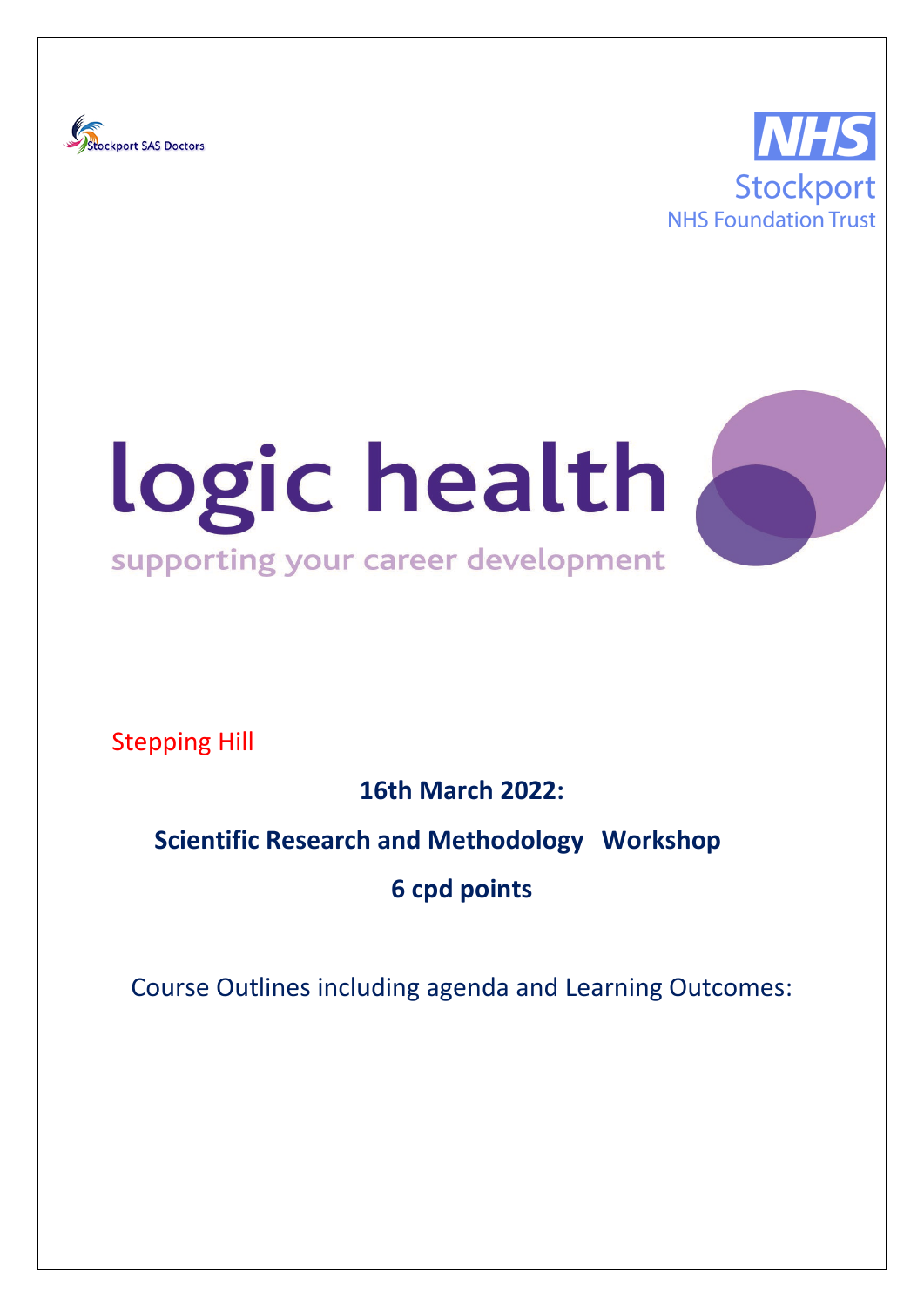Stockport SAS Doctors

**NHS**
Stockport
NHS Foundation Trust

# logic health

supporting your career development

Stepping Hill

**16th March 2022:**

**Scientific Research and Methodology Workshop**

**6 cpd points**

Course Outlines including agenda and Learning Outcomes: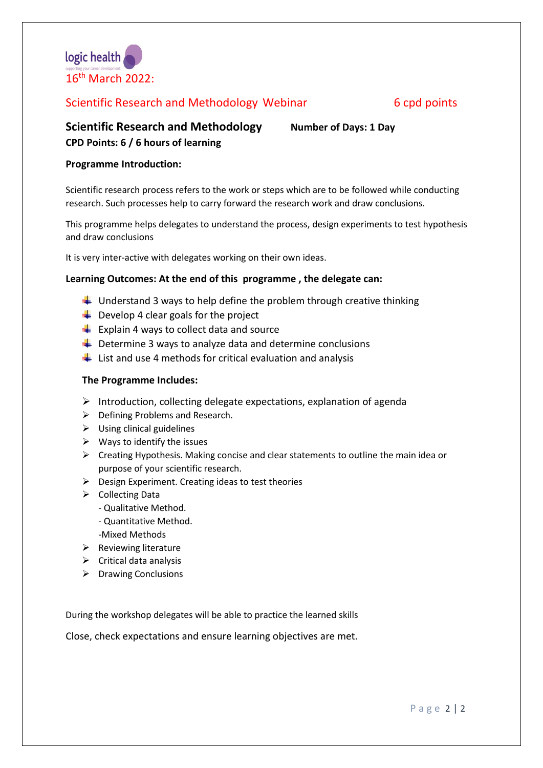logic health
supporting your career development

16th March 2022:

Scientific Research and Methodology Webinar 6 cpd points

**Scientific Research and Methodology** **Number of Days: 1 Day**
**CPD Points: 6 / 6 hours of learning**

**Programme Introduction:**

Scientific research process refers to the work or steps which are to be followed while conducting research. Such processes help to carry forward the research work and draw conclusions.

This programme helps delegates to understand the process, design experiments to test hypothesis and draw conclusions

It is very inter-active with delegates working on their own ideas.

**Learning Outcomes: At the end of this programme , the delegate can:**

- Understand 3 ways to help define the problem through creative thinking
- Develop 4 clear goals for the project
- Explain 4 ways to collect data and source
- Determine 3 ways to analyze data and determine conclusions
- List and use 4 methods for critical evaluation and analysis

**The Programme Includes:**

- Introduction, collecting delegate expectations, explanation of agenda
- Defining Problems and Research.
- Using clinical guidelines
- Ways to identify the issues
- Creating Hypothesis. Making concise and clear statements to outline the main idea or purpose of your scientific research.
- Design Experiment. Creating ideas to test theories
- Collecting Data
  - Qualitative Method.
  - Quantitative Method.
  - Mixed Methods
- Reviewing literature
- Critical data analysis
- Drawing Conclusions

During the workshop delegates will be able to practice the learned skills

Close, check expectations and ensure learning objectives are met.